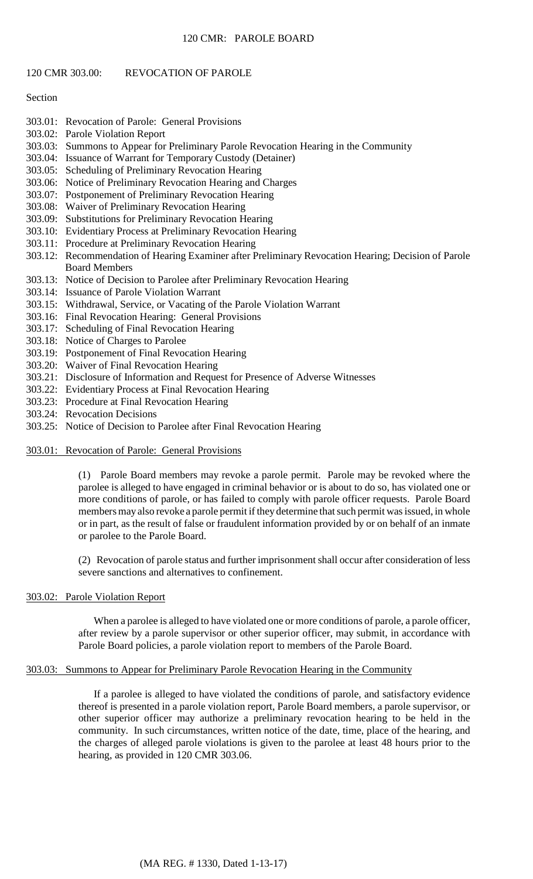## 120 CMR 303.00: REVOCATION OF PAROLE

Section

- 303.01: Revocation of Parole: General Provisions
- 303.02: Parole Violation Report
- 303.03: Summons to Appear for Preliminary Parole Revocation Hearing in the Community
- 303.04: Issuance of Warrant for Temporary Custody (Detainer)
- 303.05: Scheduling of Preliminary Revocation Hearing
- 303.06: Notice of Preliminary Revocation Hearing and Charges
- 303.07: Postponement of Preliminary Revocation Hearing
- 303.08: Waiver of Preliminary Revocation Hearing
- 303.09: Substitutions for Preliminary Revocation Hearing
- 303.10: Evidentiary Process at Preliminary Revocation Hearing
- 303.11: Procedure at Preliminary Revocation Hearing
- 303.12: Recommendation of Hearing Examiner after Preliminary Revocation Hearing; Decision of Parole Board Members
- 303.13: Notice of Decision to Parolee after Preliminary Revocation Hearing
- 303.14: Issuance of Parole Violation Warrant
- 303.15: Withdrawal, Service, or Vacating of the Parole Violation Warrant
- 303.16: Final Revocation Hearing: General Provisions
- 303.17: Scheduling of Final Revocation Hearing
- 303.18: Notice of Charges to Parolee
- 303.19: Postponement of Final Revocation Hearing
- 303.20: Waiver of Final Revocation Hearing
- 303.21: Disclosure of Information and Request for Presence of Adverse Witnesses
- 303.22: Evidentiary Process at Final Revocation Hearing
- 303.23: Procedure at Final Revocation Hearing
- 303.24: Revocation Decisions
- 303.25: Notice of Decision to Parolee after Final Revocation Hearing

### 303.01: Revocation of Parole: General Provisions

(1) Parole Board members may revoke a parole permit. Parole may be revoked where the parolee is alleged to have engaged in criminal behavior or is about to do so, has violated one or more conditions of parole, or has failed to comply with parole officer requests. Parole Board members may also revoke a parole permit if they determine that such permit was issued, in whole or in part, as the result of false or fraudulent information provided by or on behalf of an inmate or parolee to the Parole Board.

(2) Revocation of parole status and further imprisonment shall occur after consideration of less severe sanctions and alternatives to confinement.

### 303.02: Parole Violation Report

When a parolee is alleged to have violated one or more conditions of parole, a parole officer, after review by a parole supervisor or other superior officer, may submit, in accordance with Parole Board policies, a parole violation report to members of the Parole Board.

### 303.03: Summons to Appear for Preliminary Parole Revocation Hearing in the Community

If a parolee is alleged to have violated the conditions of parole, and satisfactory evidence thereof is presented in a parole violation report, Parole Board members, a parole supervisor, or other superior officer may authorize a preliminary revocation hearing to be held in the community. In such circumstances, written notice of the date, time, place of the hearing, and the charges of alleged parole violations is given to the parolee at least 48 hours prior to the hearing, as provided in 120 CMR 303.06.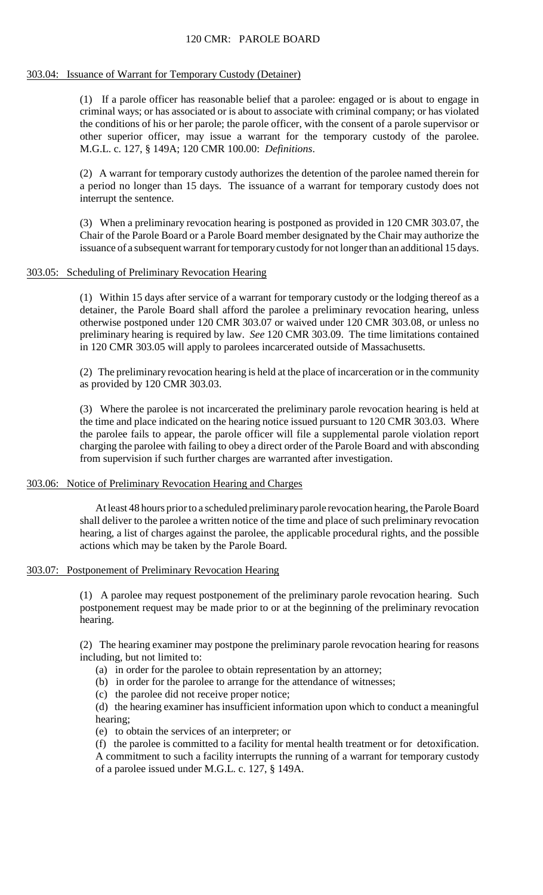## 303.04: Issuance of Warrant for Temporary Custody (Detainer)

(1) If a parole officer has reasonable belief that a parolee: engaged or is about to engage in criminal ways; or has associated or is about to associate with criminal company; or has violated the conditions of his or her parole; the parole officer, with the consent of a parole supervisor or other superior officer, may issue a warrant for the temporary custody of the parolee. M.G.L. c. 127, § 149A; 120 CMR 100.00: *Definitions*.

(2) A warrant for temporary custody authorizes the detention of the parolee named therein for a period no longer than 15 days. The issuance of a warrant for temporary custody does not interrupt the sentence.

(3) When a preliminary revocation hearing is postponed as provided in 120 CMR 303.07, the Chair of the Parole Board or a Parole Board member designated by the Chair may authorize the issuance of a subsequent warrant for temporary custody for not longer than an additional 15 days.

## 303.05: Scheduling of Preliminary Revocation Hearing

(1) Within 15 days after service of a warrant for temporary custody or the lodging thereof as a detainer, the Parole Board shall afford the parolee a preliminary revocation hearing, unless otherwise postponed under 120 CMR 303.07 or waived under 120 CMR 303.08, or unless no preliminary hearing is required by law. *See* 120 CMR 303.09. The time limitations contained in 120 CMR 303.05 will apply to parolees incarcerated outside of Massachusetts.

(2) The preliminary revocation hearing is held at the place of incarceration or in the community as provided by 120 CMR 303.03.

(3) Where the parolee is not incarcerated the preliminary parole revocation hearing is held at the time and place indicated on the hearing notice issued pursuant to 120 CMR 303.03. Where the parolee fails to appear, the parole officer will file a supplemental parole violation report charging the parolee with failing to obey a direct order of the Parole Board and with absconding from supervision if such further charges are warranted after investigation.

## 303.06: Notice of Preliminary Revocation Hearing and Charges

At least 48 hours prior to a scheduled preliminary parole revocation hearing, the Parole Board shall deliver to the parolee a written notice of the time and place of such preliminary revocation hearing, a list of charges against the parolee, the applicable procedural rights, and the possible actions which may be taken by the Parole Board.

## 303.07: Postponement of Preliminary Revocation Hearing

(1) A parolee may request postponement of the preliminary parole revocation hearing. Such postponement request may be made prior to or at the beginning of the preliminary revocation hearing.

(2) The hearing examiner may postpone the preliminary parole revocation hearing for reasons including, but not limited to:

(a) in order for the parolee to obtain representation by an attorney;

(b) in order for the parolee to arrange for the attendance of witnesses;

(c) the parolee did not receive proper notice;

(d) the hearing examiner has insufficient information upon which to conduct a meaningful hearing;

(e) to obtain the services of an interpreter; or

(f) the parolee is committed to a facility for mental health treatment or for detoxification. A commitment to such a facility interrupts the running of a warrant for temporary custody of a parolee issued under M.G.L. c. 127, § 149A.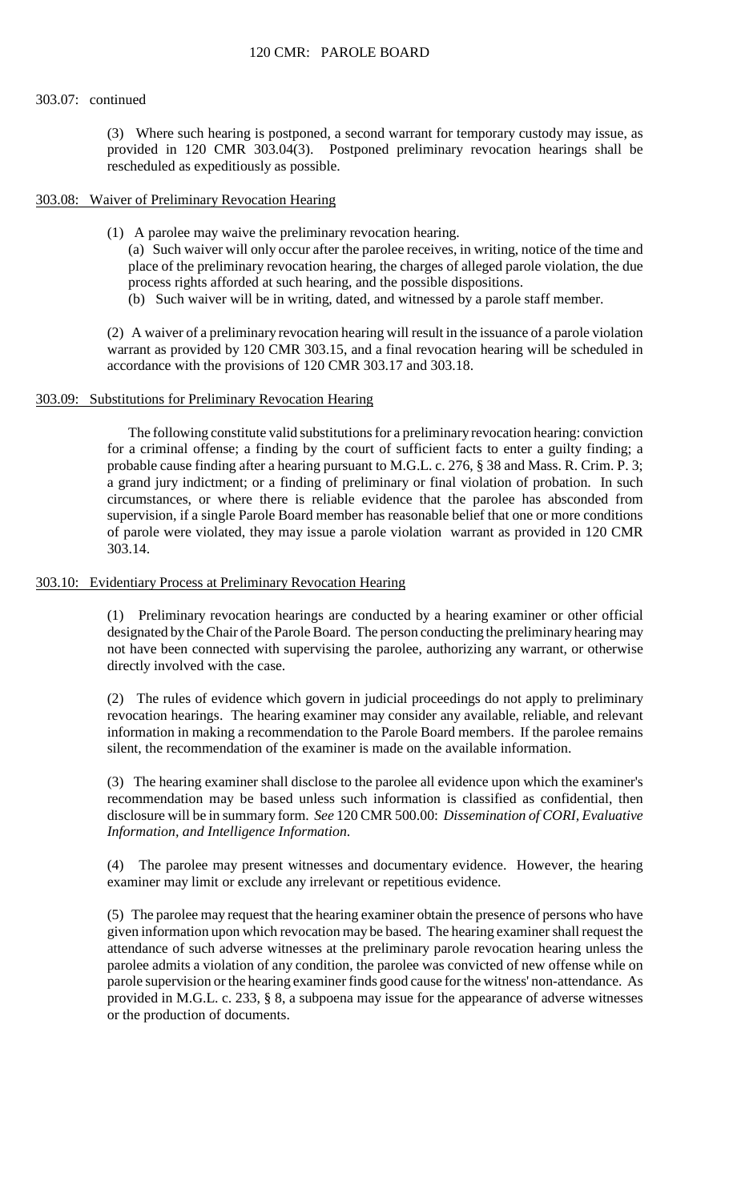303.07: continued

(3) Where such hearing is postponed, a second warrant for temporary custody may issue, as provided in 120 CMR 303.04(3). Postponed preliminary revocation hearings shall be rescheduled as expeditiously as possible.

303.08: Waiver of Preliminary Revocation Hearing

(1) A parolee may waive the preliminary revocation hearing.

(a) Such waiver will only occur after the parolee receives, in writing, notice of the time and place of the preliminary revocation hearing, the charges of alleged parole violation, the due process rights afforded at such hearing, and the possible dispositions.

(b) Such waiver will be in writing, dated, and witnessed by a parole staff member.

(2) A waiver of a preliminary revocation hearing will result in the issuance of a parole violation warrant as provided by 120 CMR 303.15, and a final revocation hearing will be scheduled in accordance with the provisions of 120 CMR 303.17 and 303.18.

303.09: Substitutions for Preliminary Revocation Hearing

The following constitute valid substitutions for a preliminary revocation hearing: conviction for a criminal offense; a finding by the court of sufficient facts to enter a guilty finding; a probable cause finding after a hearing pursuant to M.G.L. c. 276, § 38 and Mass. R. Crim. P. 3; a grand jury indictment; or a finding of preliminary or final violation of probation. In such circumstances, or where there is reliable evidence that the parolee has absconded from supervision, if a single Parole Board member has reasonable belief that one or more conditions of parole were violated, they may issue a parole violation warrant as provided in 120 CMR 303.14.

303.10: Evidentiary Process at Preliminary Revocation Hearing

(1) Preliminary revocation hearings are conducted by a hearing examiner or other official designated by the Chair of the Parole Board. The person conducting the preliminary hearing may not have been connected with supervising the parolee, authorizing any warrant, or otherwise directly involved with the case.

(2) The rules of evidence which govern in judicial proceedings do not apply to preliminary revocation hearings. The hearing examiner may consider any available, reliable, and relevant information in making a recommendation to the Parole Board members. If the parolee remains silent, the recommendation of the examiner is made on the available information.

(3) The hearing examiner shall disclose to the parolee all evidence upon which the examiner's recommendation may be based unless such information is classified as confidential, then disclosure will be in summary form. *See* 120 CMR 500.00: *Dissemination of CORI, Evaluative Information, and Intelligence Information*.

(4) The parolee may present witnesses and documentary evidence. However, the hearing examiner may limit or exclude any irrelevant or repetitious evidence.

(5) The parolee may request that the hearing examiner obtain the presence of persons who have given information upon which revocation may be based. The hearing examiner shall request the attendance of such adverse witnesses at the preliminary parole revocation hearing unless the parolee admits a violation of any condition, the parolee was convicted of new offense while on parole supervision or the hearing examiner finds good cause for the witness' non-attendance. As provided in M.G.L. c. 233, § 8, a subpoena may issue for the appearance of adverse witnesses or the production of documents.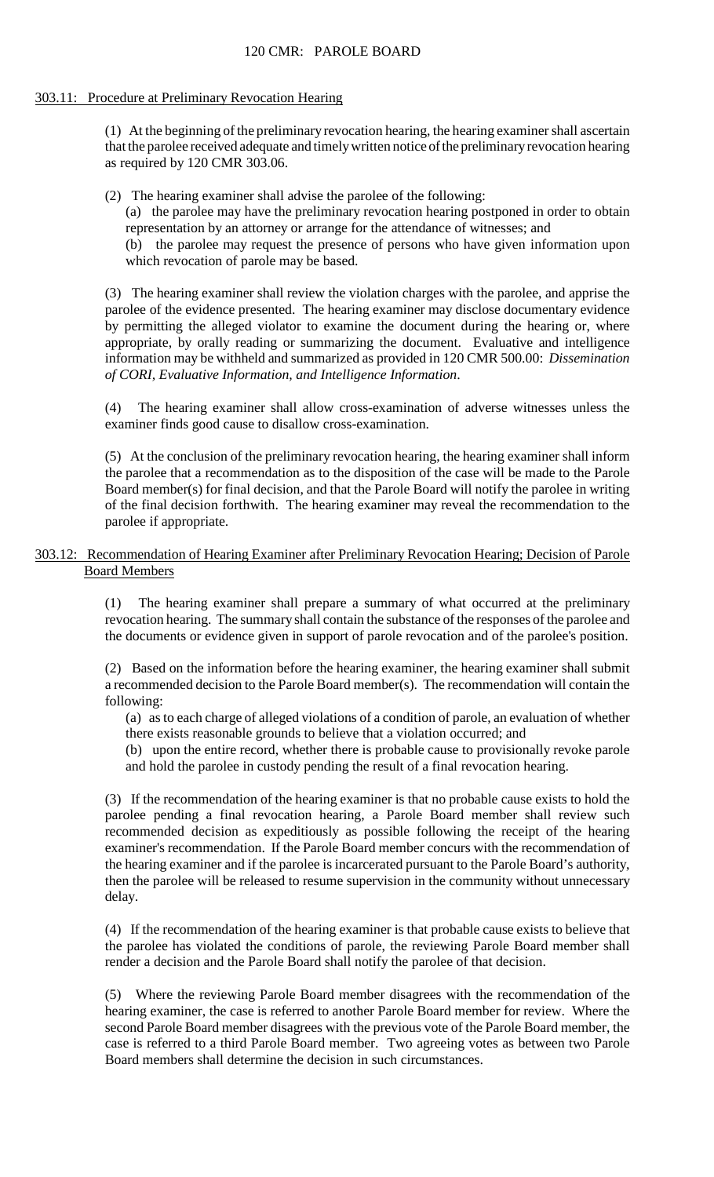## 303.11: Procedure at Preliminary Revocation Hearing

(1) At the beginning of the preliminary revocation hearing, the hearing examiner shall ascertain that the parolee received adequate and timely written notice of the preliminary revocation hearing as required by 120 CMR 303.06.

(2) The hearing examiner shall advise the parolee of the following:

(a) the parolee may have the preliminary revocation hearing postponed in order to obtain representation by an attorney or arrange for the attendance of witnesses; and

(b) the parolee may request the presence of persons who have given information upon which revocation of parole may be based.

(3) The hearing examiner shall review the violation charges with the parolee, and apprise the parolee of the evidence presented. The hearing examiner may disclose documentary evidence by permitting the alleged violator to examine the document during the hearing or, where appropriate, by orally reading or summarizing the document. Evaluative and intelligence information may be withheld and summarized as provided in 120 CMR 500.00: *Dissemination of CORI, Evaluative Information, and Intelligence Information*.

(4) The hearing examiner shall allow cross-examination of adverse witnesses unless the examiner finds good cause to disallow cross-examination.

(5) At the conclusion of the preliminary revocation hearing, the hearing examiner shall inform the parolee that a recommendation as to the disposition of the case will be made to the Parole Board member(s) for final decision, and that the Parole Board will notify the parolee in writing of the final decision forthwith. The hearing examiner may reveal the recommendation to the parolee if appropriate.

## 303.12: Recommendation of Hearing Examiner after Preliminary Revocation Hearing; Decision of Parole Board Members

(1) The hearing examiner shall prepare a summary of what occurred at the preliminary revocation hearing. The summary shall contain the substance of the responses of the parolee and the documents or evidence given in support of parole revocation and of the parolee's position.

(2) Based on the information before the hearing examiner, the hearing examiner shall submit a recommended decision to the Parole Board member(s). The recommendation will contain the following:

(a) as to each charge of alleged violations of a condition of parole, an evaluation of whether there exists reasonable grounds to believe that a violation occurred; and

(b) upon the entire record, whether there is probable cause to provisionally revoke parole and hold the parolee in custody pending the result of a final revocation hearing.

(3) If the recommendation of the hearing examiner is that no probable cause exists to hold the parolee pending a final revocation hearing, a Parole Board member shall review such recommended decision as expeditiously as possible following the receipt of the hearing examiner's recommendation. If the Parole Board member concurs with the recommendation of the hearing examiner and if the parolee is incarcerated pursuant to the Parole Board's authority, then the parolee will be released to resume supervision in the community without unnecessary delay.

(4) If the recommendation of the hearing examiner is that probable cause exists to believe that the parolee has violated the conditions of parole, the reviewing Parole Board member shall render a decision and the Parole Board shall notify the parolee of that decision.

(5) Where the reviewing Parole Board member disagrees with the recommendation of the hearing examiner, the case is referred to another Parole Board member for review. Where the second Parole Board member disagrees with the previous vote of the Parole Board member, the case is referred to a third Parole Board member. Two agreeing votes as between two Parole Board members shall determine the decision in such circumstances.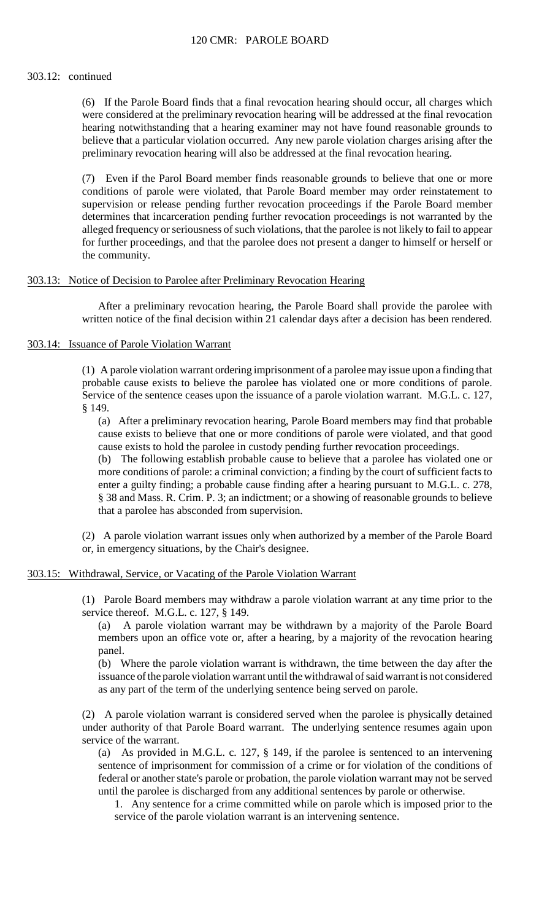303.12: continued

(6) If the Parole Board finds that a final revocation hearing should occur, all charges which were considered at the preliminary revocation hearing will be addressed at the final revocation hearing notwithstanding that a hearing examiner may not have found reasonable grounds to believe that a particular violation occurred. Any new parole violation charges arising after the preliminary revocation hearing will also be addressed at the final revocation hearing.

(7) Even if the Parol Board member finds reasonable grounds to believe that one or more conditions of parole were violated, that Parole Board member may order reinstatement to supervision or release pending further revocation proceedings if the Parole Board member determines that incarceration pending further revocation proceedings is not warranted by the alleged frequency or seriousness of such violations, that the parolee is not likely to fail to appear for further proceedings, and that the parolee does not present a danger to himself or herself or the community.

## 303.13: Notice of Decision to Parolee after Preliminary Revocation Hearing

After a preliminary revocation hearing, the Parole Board shall provide the parolee with written notice of the final decision within 21 calendar days after a decision has been rendered.

## 303.14: Issuance of Parole Violation Warrant

(1) A parole violation warrant ordering imprisonment of a parolee may issue upon a finding that probable cause exists to believe the parolee has violated one or more conditions of parole. Service of the sentence ceases upon the issuance of a parole violation warrant. M.G.L. c. 127, § 149.

(a) After a preliminary revocation hearing, Parole Board members may find that probable cause exists to believe that one or more conditions of parole were violated, and that good cause exists to hold the parolee in custody pending further revocation proceedings.

(b) The following establish probable cause to believe that a parolee has violated one or more conditions of parole: a criminal conviction; a finding by the court of sufficient facts to enter a guilty finding; a probable cause finding after a hearing pursuant to M.G.L. c. 278, § 38 and Mass. R. Crim. P. 3; an indictment; or a showing of reasonable grounds to believe that a parolee has absconded from supervision.

(2) A parole violation warrant issues only when authorized by a member of the Parole Board or, in emergency situations, by the Chair's designee.

## 303.15: Withdrawal, Service, or Vacating of the Parole Violation Warrant

(1) Parole Board members may withdraw a parole violation warrant at any time prior to the service thereof. M.G.L. c. 127, § 149.

(a) A parole violation warrant may be withdrawn by a majority of the Parole Board members upon an office vote or, after a hearing, by a majority of the revocation hearing panel.

(b) Where the parole violation warrant is withdrawn, the time between the day after the issuance of the parole violation warrant until the withdrawal of said warrant is not considered as any part of the term of the underlying sentence being served on parole.

(2) A parole violation warrant is considered served when the parolee is physically detained under authority of that Parole Board warrant. The underlying sentence resumes again upon service of the warrant.

(a) As provided in M.G.L. c. 127, § 149, if the parolee is sentenced to an intervening sentence of imprisonment for commission of a crime or for violation of the conditions of federal or another state's parole or probation, the parole violation warrant may not be served until the parolee is discharged from any additional sentences by parole or otherwise.

1. Any sentence for a crime committed while on parole which is imposed prior to the service of the parole violation warrant is an intervening sentence.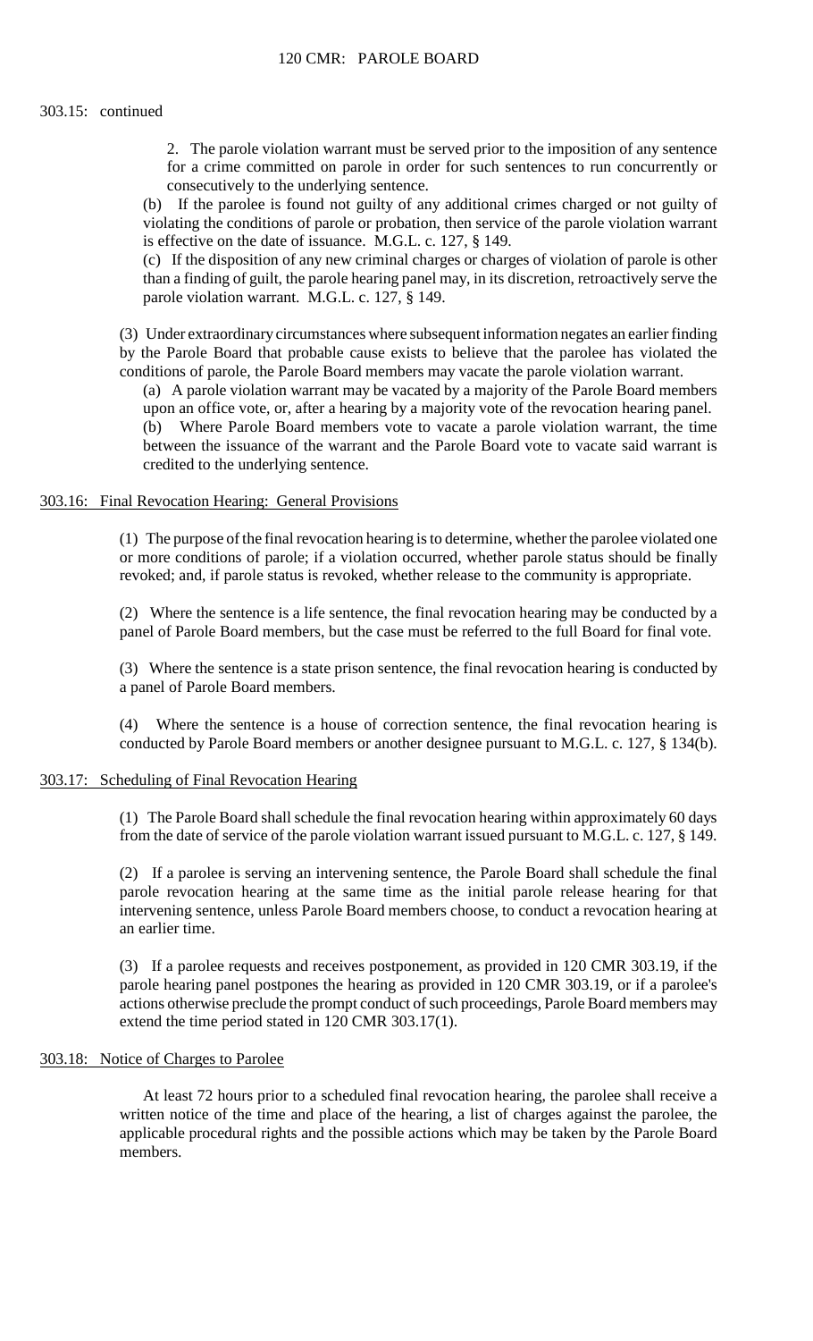303.15: continued

2. The parole violation warrant must be served prior to the imposition of any sentence for a crime committed on parole in order for such sentences to run concurrently or consecutively to the underlying sentence.

(b) If the parolee is found not guilty of any additional crimes charged or not guilty of violating the conditions of parole or probation, then service of the parole violation warrant is effective on the date of issuance. M.G.L. c. 127, § 149.

(c) If the disposition of any new criminal charges or charges of violation of parole is other than a finding of guilt, the parole hearing panel may, in its discretion, retroactively serve the parole violation warrant. M.G.L. c. 127, § 149.

(3) Under extraordinary circumstances where subsequent information negates an earlier finding by the Parole Board that probable cause exists to believe that the parolee has violated the conditions of parole, the Parole Board members may vacate the parole violation warrant.

(a) A parole violation warrant may be vacated by a majority of the Parole Board members upon an office vote, or, after a hearing by a majority vote of the revocation hearing panel.

(b) Where Parole Board members vote to vacate a parole violation warrant, the time between the issuance of the warrant and the Parole Board vote to vacate said warrant is credited to the underlying sentence.

## 303.16: Final Revocation Hearing: General Provisions

(1) The purpose of the final revocation hearing is to determine, whether the parolee violated one or more conditions of parole; if a violation occurred, whether parole status should be finally revoked; and, if parole status is revoked, whether release to the community is appropriate.

(2) Where the sentence is a life sentence, the final revocation hearing may be conducted by a panel of Parole Board members, but the case must be referred to the full Board for final vote.

(3) Where the sentence is a state prison sentence, the final revocation hearing is conducted by a panel of Parole Board members.

(4) Where the sentence is a house of correction sentence, the final revocation hearing is conducted by Parole Board members or another designee pursuant to M.G.L. c. 127, § 134(b).

## 303.17: Scheduling of Final Revocation Hearing

(1) The Parole Board shall schedule the final revocation hearing within approximately 60 days from the date of service of the parole violation warrant issued pursuant to M.G.L. c. 127, § 149.

(2) If a parolee is serving an intervening sentence, the Parole Board shall schedule the final parole revocation hearing at the same time as the initial parole release hearing for that intervening sentence, unless Parole Board members choose, to conduct a revocation hearing at an earlier time.

(3) If a parolee requests and receives postponement, as provided in 120 CMR 303.19, if the parole hearing panel postpones the hearing as provided in 120 CMR 303.19, or if a parolee's actions otherwise preclude the prompt conduct of such proceedings, Parole Board members may extend the time period stated in 120 CMR 303.17(1).

## 303.18: Notice of Charges to Parolee

At least 72 hours prior to a scheduled final revocation hearing, the parolee shall receive a written notice of the time and place of the hearing, a list of charges against the parolee, the applicable procedural rights and the possible actions which may be taken by the Parole Board members.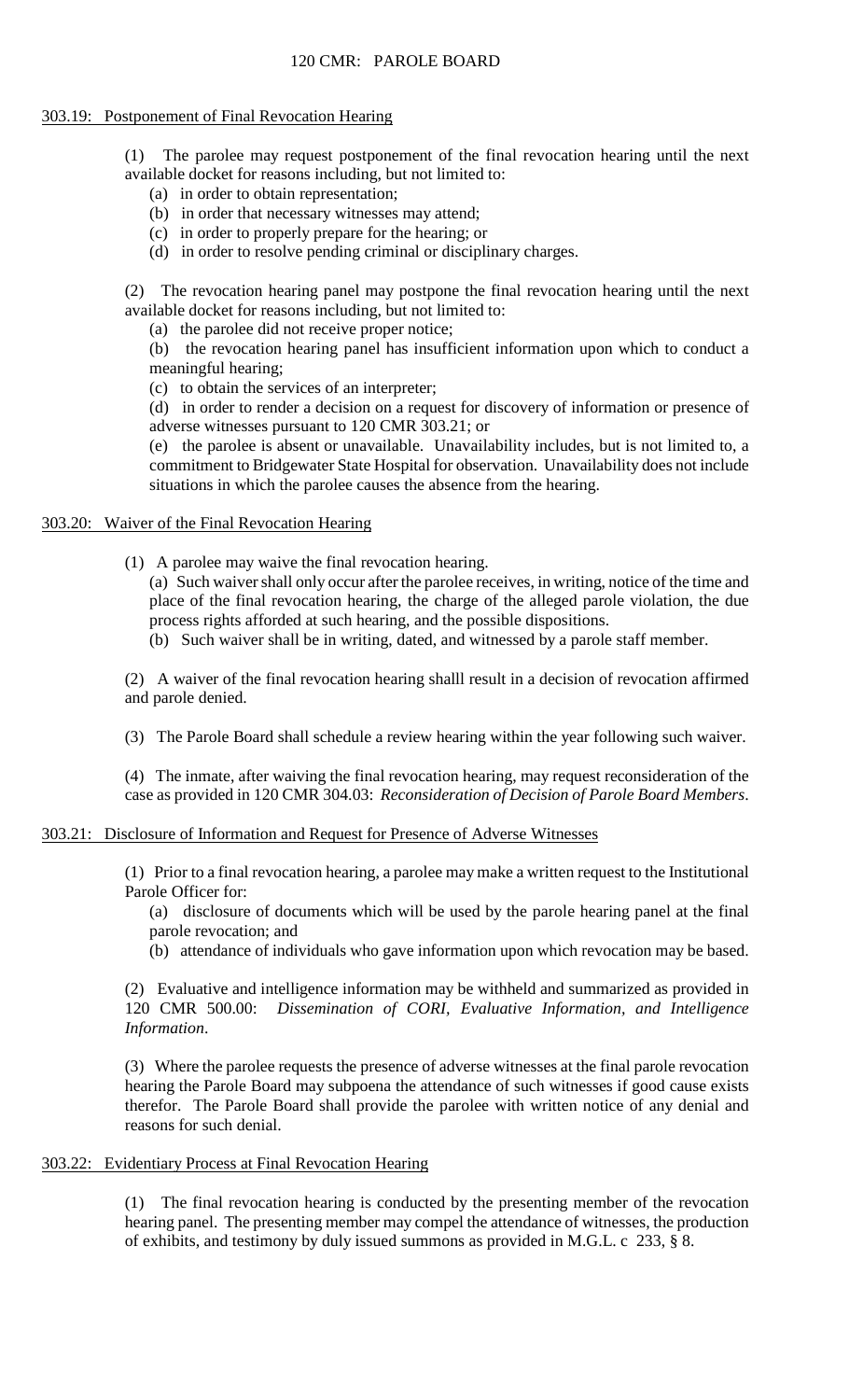### 303.19: Postponement of Final Revocation Hearing

(1) The parolee may request postponement of the final revocation hearing until the next available docket for reasons including, but not limited to:

- (a) in order to obtain representation;
- (b) in order that necessary witnesses may attend;
- (c) in order to properly prepare for the hearing; or
- (d) in order to resolve pending criminal or disciplinary charges.

(2) The revocation hearing panel may postpone the final revocation hearing until the next available docket for reasons including, but not limited to:

- (a) the parolee did not receive proper notice;
- (b) the revocation hearing panel has insufficient information upon which to conduct a meaningful hearing;
- (c) to obtain the services of an interpreter;
- (d) in order to render a decision on a request for discovery of information or presence of adverse witnesses pursuant to 120 CMR 303.21; or
- (e) the parolee is absent or unavailable. Unavailability includes, but is not limited to, a commitment to Bridgewater State Hospital for observation. Unavailability does not include situations in which the parolee causes the absence from the hearing.

### 303.20: Waiver of the Final Revocation Hearing

(1) A parolee may waive the final revocation hearing.

- (a) Such waiver shall only occur after the parolee receives, in writing, notice of the time and place of the final revocation hearing, the charge of the alleged parole violation, the due process rights afforded at such hearing, and the possible dispositions.
- (b) Such waiver shall be in writing, dated, and witnessed by a parole staff member.

(2) A waiver of the final revocation hearing shalll result in a decision of revocation affirmed and parole denied.

(3) The Parole Board shall schedule a review hearing within the year following such waiver.

(4) The inmate, after waiving the final revocation hearing, may request reconsideration of the case as provided in 120 CMR 304.03: *Reconsideration of Decision of Parole Board Members*.

### 303.21: Disclosure of Information and Request for Presence of Adverse Witnesses

(1) Prior to a final revocation hearing, a parolee may make a written request to the Institutional Parole Officer for:

- (a) disclosure of documents which will be used by the parole hearing panel at the final parole revocation; and
- (b) attendance of individuals who gave information upon which revocation may be based.

(2) Evaluative and intelligence information may be withheld and summarized as provided in 120 CMR 500.00: *Dissemination of CORI, Evaluative Information, and Intelligence Information*.

(3) Where the parolee requests the presence of adverse witnesses at the final parole revocation hearing the Parole Board may subpoena the attendance of such witnesses if good cause exists therefor. The Parole Board shall provide the parolee with written notice of any denial and reasons for such denial.

### 303.22: Evidentiary Process at Final Revocation Hearing

(1) The final revocation hearing is conducted by the presenting member of the revocation hearing panel. The presenting member may compel the attendance of witnesses, the production of exhibits, and testimony by duly issued summons as provided in M.G.L. c 233, § 8.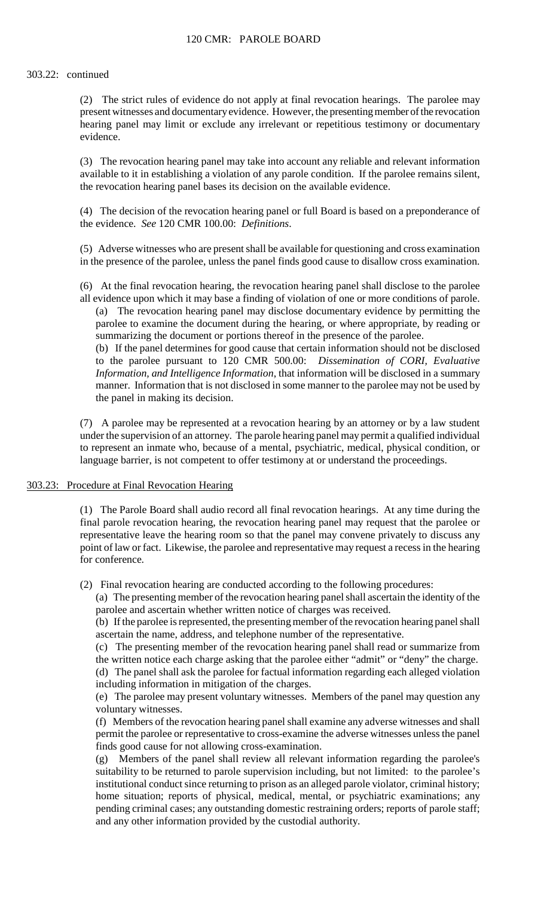303.22: continued

(2) The strict rules of evidence do not apply at final revocation hearings. The parolee may present witnesses and documentary evidence. However, the presenting member of the revocation hearing panel may limit or exclude any irrelevant or repetitious testimony or documentary evidence.

(3) The revocation hearing panel may take into account any reliable and relevant information available to it in establishing a violation of any parole condition. If the parolee remains silent, the revocation hearing panel bases its decision on the available evidence.

(4) The decision of the revocation hearing panel or full Board is based on a preponderance of the evidence. *See* 120 CMR 100.00: *Definitions*.

(5) Adverse witnesses who are present shall be available for questioning and cross examination in the presence of the parolee, unless the panel finds good cause to disallow cross examination.

(6) At the final revocation hearing, the revocation hearing panel shall disclose to the parolee all evidence upon which it may base a finding of violation of one or more conditions of parole.

(a) The revocation hearing panel may disclose documentary evidence by permitting the parolee to examine the document during the hearing, or where appropriate, by reading or summarizing the document or portions thereof in the presence of the parolee.

(b) If the panel determines for good cause that certain information should not be disclosed to the parolee pursuant to 120 CMR 500.00: *Dissemination of CORI, Evaluative Information, and Intelligence Information*, that information will be disclosed in a summary manner. Information that is not disclosed in some manner to the parolee may not be used by the panel in making its decision.

(7) A parolee may be represented at a revocation hearing by an attorney or by a law student under the supervision of an attorney. The parole hearing panel may permit a qualified individual to represent an inmate who, because of a mental, psychiatric, medical, physical condition, or language barrier, is not competent to offer testimony at or understand the proceedings.

## 303.23: Procedure at Final Revocation Hearing

(1) The Parole Board shall audio record all final revocation hearings. At any time during the final parole revocation hearing, the revocation hearing panel may request that the parolee or representative leave the hearing room so that the panel may convene privately to discuss any point of law or fact. Likewise, the parolee and representative may request a recess in the hearing for conference.

(2) Final revocation hearing are conducted according to the following procedures:

(a) The presenting member of the revocation hearing panel shall ascertain the identity of the parolee and ascertain whether written notice of charges was received.

(b) If the parolee is represented, the presenting member of the revocation hearing panel shall ascertain the name, address, and telephone number of the representative.

(c) The presenting member of the revocation hearing panel shall read or summarize from the written notice each charge asking that the parolee either "admit" or "deny" the charge.

(d) The panel shall ask the parolee for factual information regarding each alleged violation including information in mitigation of the charges.

(e) The parolee may present voluntary witnesses. Members of the panel may question any voluntary witnesses.

(f) Members of the revocation hearing panel shall examine any adverse witnesses and shall permit the parolee or representative to cross-examine the adverse witnesses unless the panel finds good cause for not allowing cross-examination.

(g) Members of the panel shall review all relevant information regarding the parolee's suitability to be returned to parole supervision including, but not limited: to the parolee's institutional conduct since returning to prison as an alleged parole violator, criminal history; home situation; reports of physical, medical, mental, or psychiatric examinations; any pending criminal cases; any outstanding domestic restraining orders; reports of parole staff; and any other information provided by the custodial authority.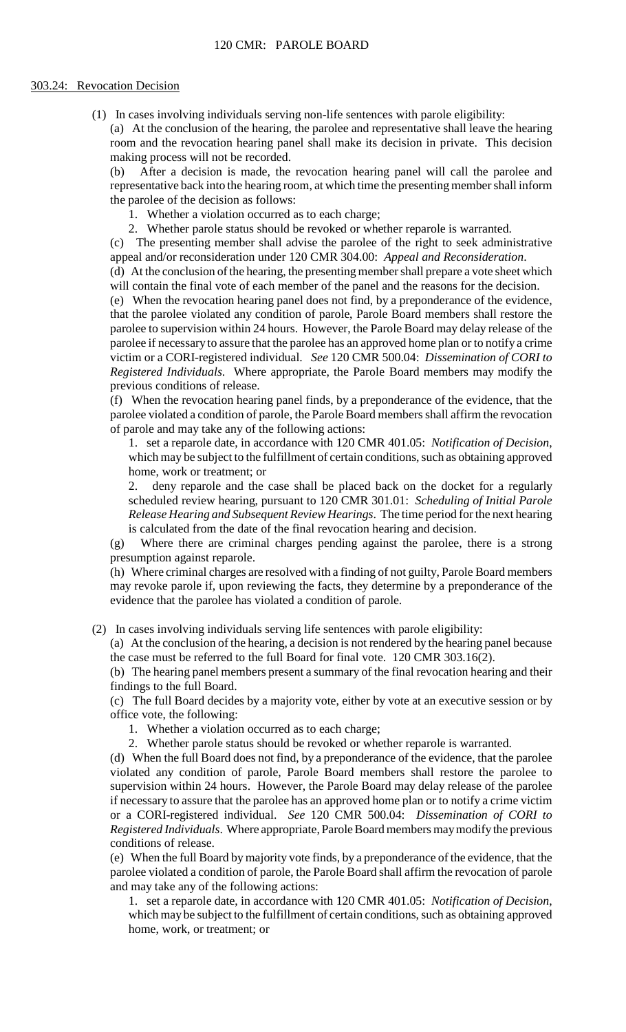### 303.24: Revocation Decision

(1) In cases involving individuals serving non-life sentences with parole eligibility:

(a) At the conclusion of the hearing, the parolee and representative shall leave the hearing room and the revocation hearing panel shall make its decision in private. This decision making process will not be recorded.

(b) After a decision is made, the revocation hearing panel will call the parolee and representative back into the hearing room, at which time the presenting member shall inform the parolee of the decision as follows:

1. Whether a violation occurred as to each charge;
2. Whether parole status should be revoked or whether reparole is warranted.

(c) The presenting member shall advise the parolee of the right to seek administrative appeal and/or reconsideration under 120 CMR 304.00: *Appeal and Reconsideration*.

(d) At the conclusion of the hearing, the presenting member shall prepare a vote sheet which will contain the final vote of each member of the panel and the reasons for the decision.

(e) When the revocation hearing panel does not find, by a preponderance of the evidence, that the parolee violated any condition of parole, Parole Board members shall restore the parolee to supervision within 24 hours. However, the Parole Board may delay release of the parolee if necessary to assure that the parolee has an approved home plan or to notify a crime victim or a CORI-registered individual. *See* 120 CMR 500.04: *Dissemination of CORI to Registered Individuals*. Where appropriate, the Parole Board members may modify the previous conditions of release.

(f) When the revocation hearing panel finds, by a preponderance of the evidence, that the parolee violated a condition of parole, the Parole Board members shall affirm the revocation of parole and may take any of the following actions:

1. set a reparole date, in accordance with 120 CMR 401.05: *Notification of Decision*, which may be subject to the fulfillment of certain conditions, such as obtaining approved home, work or treatment; or
2. deny reparole and the case shall be placed back on the docket for a regularly scheduled review hearing, pursuant to 120 CMR 301.01: *Scheduling of Initial Parole Release Hearing and Subsequent Review Hearings*. The time period for the next hearing is calculated from the date of the final revocation hearing and decision.

(g) Where there are criminal charges pending against the parolee, there is a strong presumption against reparole.

(h) Where criminal charges are resolved with a finding of not guilty, Parole Board members may revoke parole if, upon reviewing the facts, they determine by a preponderance of the evidence that the parolee has violated a condition of parole.

(2) In cases involving individuals serving life sentences with parole eligibility:

(a) At the conclusion of the hearing, a decision is not rendered by the hearing panel because the case must be referred to the full Board for final vote. 120 CMR 303.16(2).

(b) The hearing panel members present a summary of the final revocation hearing and their findings to the full Board.

(c) The full Board decides by a majority vote, either by vote at an executive session or by office vote, the following:

1. Whether a violation occurred as to each charge;
2. Whether parole status should be revoked or whether reparole is warranted.

(d) When the full Board does not find, by a preponderance of the evidence, that the parolee violated any condition of parole, Parole Board members shall restore the parolee to supervision within 24 hours. However, the Parole Board may delay release of the parolee if necessary to assure that the parolee has an approved home plan or to notify a crime victim or a CORI-registered individual. *See* 120 CMR 500.04: *Dissemination of CORI to Registered Individuals*. Where appropriate, Parole Board members may modify the previous conditions of release.

(e) When the full Board by majority vote finds, by a preponderance of the evidence, that the parolee violated a condition of parole, the Parole Board shall affirm the revocation of parole and may take any of the following actions:

1. set a reparole date, in accordance with 120 CMR 401.05: *Notification of Decision*, which may be subject to the fulfillment of certain conditions, such as obtaining approved home, work, or treatment; or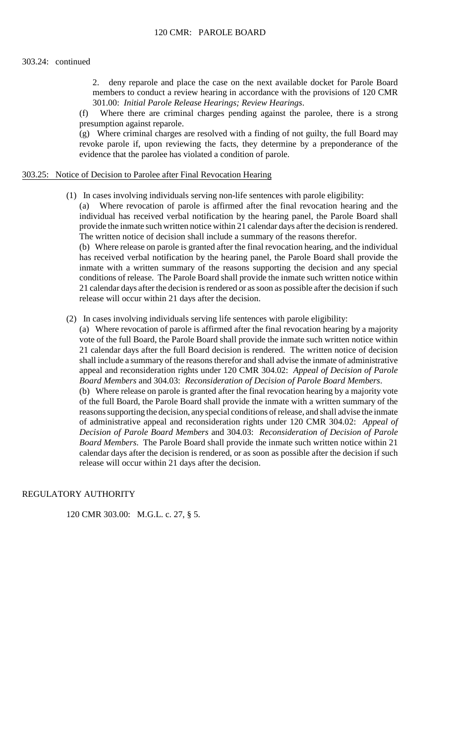303.24: continued

2. deny reparole and place the case on the next available docket for Parole Board members to conduct a review hearing in accordance with the provisions of 120 CMR 301.00: *Initial Parole Release Hearings; Review Hearings*.

(f) Where there are criminal charges pending against the parolee, there is a strong presumption against reparole.

(g) Where criminal charges are resolved with a finding of not guilty, the full Board may revoke parole if, upon reviewing the facts, they determine by a preponderance of the evidence that the parolee has violated a condition of parole.

303.25: Notice of Decision to Parolee after Final Revocation Hearing

(1) In cases involving individuals serving non-life sentences with parole eligibility:

(a) Where revocation of parole is affirmed after the final revocation hearing and the individual has received verbal notification by the hearing panel, the Parole Board shall provide the inmate such written notice within 21 calendar days after the decision is rendered. The written notice of decision shall include a summary of the reasons therefor.

(b) Where release on parole is granted after the final revocation hearing, and the individual has received verbal notification by the hearing panel, the Parole Board shall provide the inmate with a written summary of the reasons supporting the decision and any special conditions of release. The Parole Board shall provide the inmate such written notice within 21 calendar days after the decision is rendered or as soon as possible after the decision if such release will occur within 21 days after the decision.

(2) In cases involving individuals serving life sentences with parole eligibility:

(a) Where revocation of parole is affirmed after the final revocation hearing by a majority vote of the full Board, the Parole Board shall provide the inmate such written notice within 21 calendar days after the full Board decision is rendered. The written notice of decision shall include a summary of the reasons therefor and shall advise the inmate of administrative appeal and reconsideration rights under 120 CMR 304.02: *Appeal of Decision of Parole Board Members* and 304.03: *Reconsideration of Decision of Parole Board Members*.

(b) Where release on parole is granted after the final revocation hearing by a majority vote of the full Board, the Parole Board shall provide the inmate with a written summary of the reasons supporting the decision, any special conditions of release, and shall advise the inmate of administrative appeal and reconsideration rights under 120 CMR 304.02: *Appeal of Decision of Parole Board Members* and 304.03: *Reconsideration of Decision of Parole Board Members*. The Parole Board shall provide the inmate such written notice within 21 calendar days after the decision is rendered, or as soon as possible after the decision if such release will occur within 21 days after the decision.

REGULATORY AUTHORITY

120 CMR 303.00: M.G.L. c. 27, § 5.